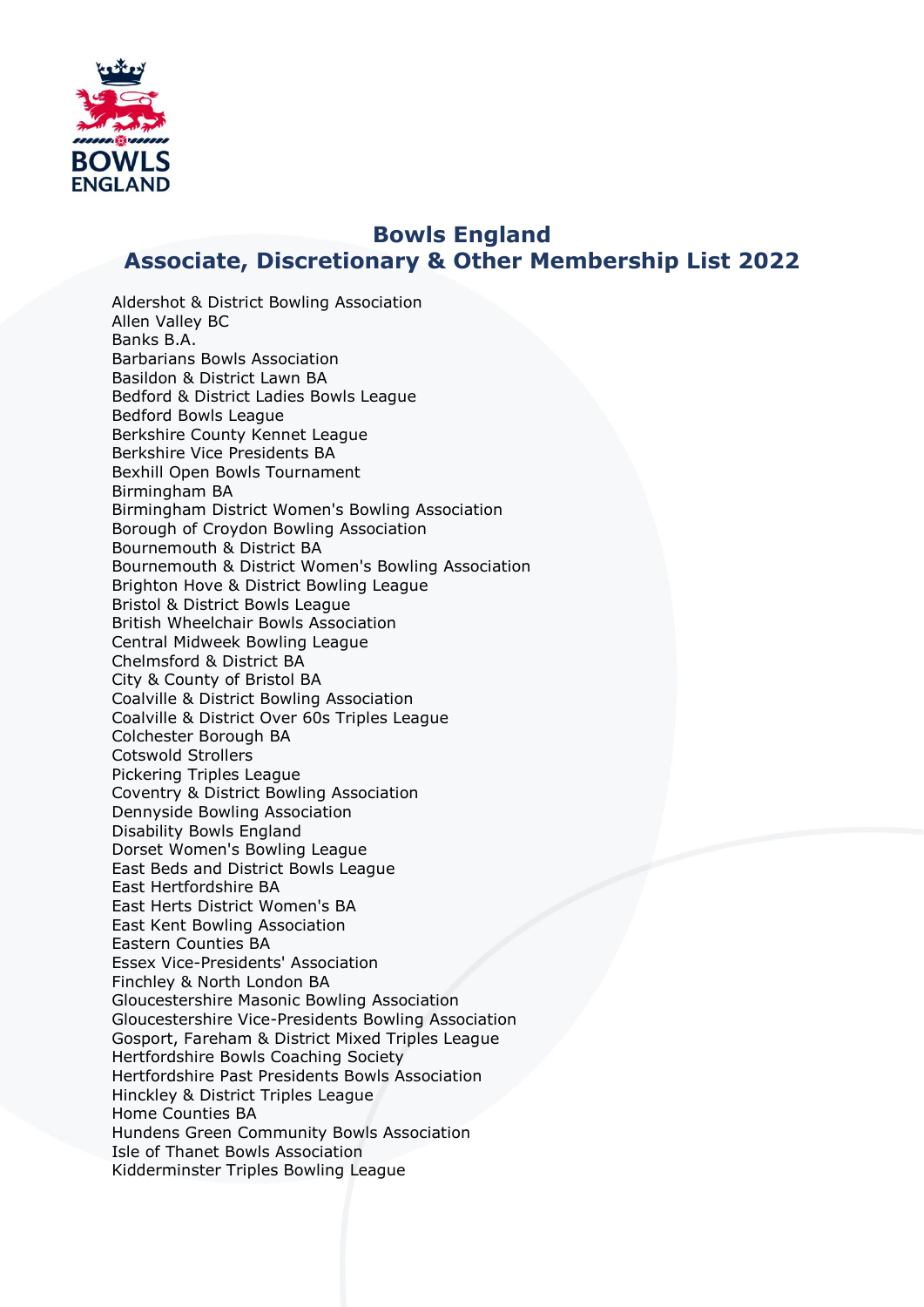# Bowls England
## Associate, Discretionary & Other Membership List 2022

Aldershot & District Bowling Association
Allen Valley BC
Banks B.A.
Barbarians Bowls Association
Basildon & District Lawn BA
Bedford & District Ladies Bowls League
Bedford Bowls League
Berkshire County Kennet League
Berkshire Vice Presidents BA
Bexhill Open Bowls Tournament
Birmingham BA
Birmingham District Women's Bowling Association
Borough of Croydon Bowling Association
Bournemouth & District BA
Bournemouth & District Women's Bowling Association
Brighton Hove & District Bowling League
Bristol & District Bowls League
British Wheelchair Bowls Association
Central Midweek Bowling League
Chelmsford & District BA
City & County of Bristol BA
Coalville & District Bowling Association
Coalville & District Over 60s Triples League
Colchester Borough BA
Cotswold Strollers
Pickering Triples League
Coventry & District Bowling Association
Dennyside Bowling Association
Disability Bowls England
Dorset Women's Bowling League
East Beds and District Bowls League
East Hertfordshire BA
East Herts District Women's BA
East Kent Bowling Association
Eastern Counties BA
Essex Vice-Presidents' Association
Finchley & North London BA
Gloucestershire Masonic Bowling Association
Gloucestershire Vice-Presidents Bowling Association
Gosport, Fareham & District Mixed Triples League
Hertfordshire Bowls Coaching Society
Hertfordshire Past Presidents Bowls Association
Hinckley & District Triples League
Home Counties BA
Hundens Green Community Bowls Association
Isle of Thanet Bowls Association
Kidderminster Triples Bowling League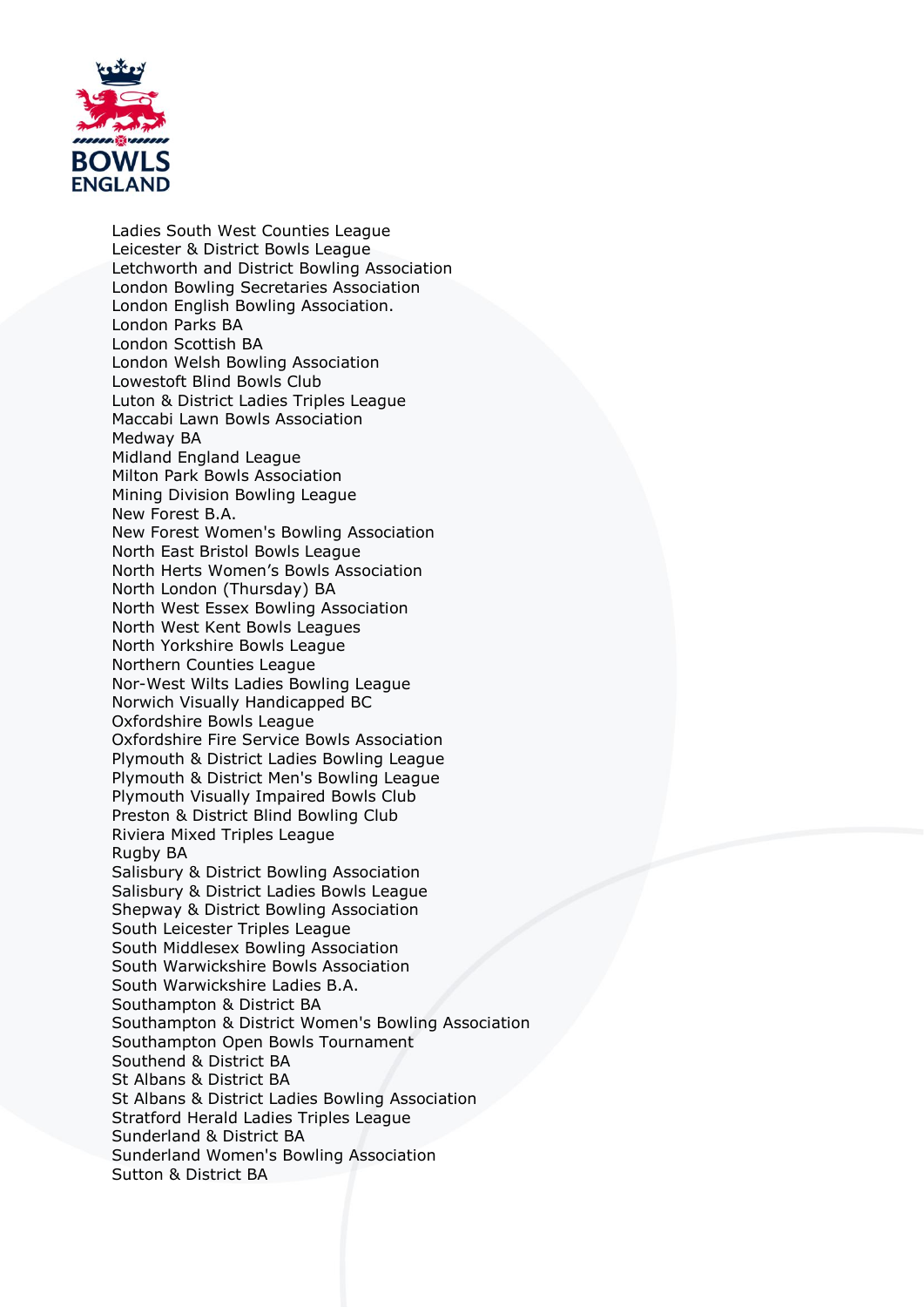Ladies South West Counties League
Leicester & District Bowls League
Letchworth and District Bowling Association
London Bowling Secretaries Association
London English Bowling Association.
London Parks BA
London Scottish BA
London Welsh Bowling Association
Lowestoft Blind Bowls Club
Luton & District Ladies Triples League
Maccabi Lawn Bowls Association
Medway BA
Midland England League
Milton Park Bowls Association
Mining Division Bowling League
New Forest B.A.
New Forest Women's Bowling Association
North East Bristol Bowls League
North Herts Women's Bowls Association
North London (Thursday) BA
North West Essex Bowling Association
North West Kent Bowls Leagues
North Yorkshire Bowls League
Northern Counties League
Nor-West Wilts Ladies Bowling League
Norwich Visually Handicapped BC
Oxfordshire Bowls League
Oxfordshire Fire Service Bowls Association
Plymouth & District Ladies Bowling League
Plymouth & District Men's Bowling League
Plymouth Visually Impaired Bowls Club
Preston & District Blind Bowling Club
Riviera Mixed Triples League
Rugby BA
Salisbury & District Bowling Association
Salisbury & District Ladies Bowls League
Shepway & District Bowling Association
South Leicester Triples League
South Middlesex Bowling Association
South Warwickshire Bowls Association
South Warwickshire Ladies B.A.
Southampton & District BA
Southampton & District Women's Bowling Association
Southampton Open Bowls Tournament
Southend & District BA
St Albans & District BA
St Albans & District Ladies Bowling Association
Stratford Herald Ladies Triples League
Sunderland & District BA
Sunderland Women's Bowling Association
Sutton & District BA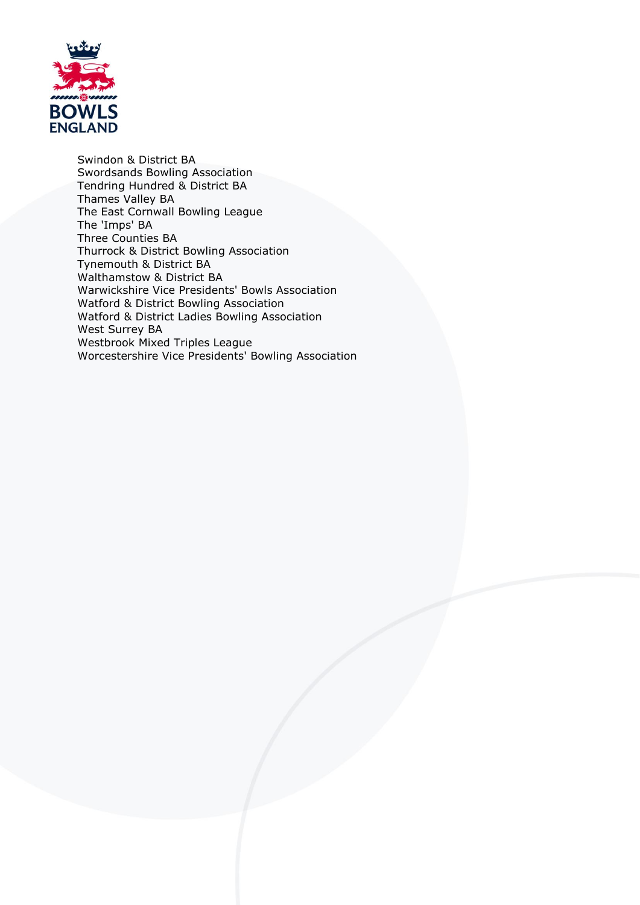Swindon & District BA
Swordsands Bowling Association
Tendring Hundred & District BA
Thames Valley BA
The East Cornwall Bowling League
The 'Imps' BA
Three Counties BA
Thurrock & District Bowling Association
Tynemouth & District BA
Walthamstow & District BA
Warwickshire Vice Presidents' Bowls Association
Watford & District Bowling Association
Watford & District Ladies Bowling Association
West Surrey BA
Westbrook Mixed Triples League
Worcestershire Vice Presidents' Bowling Association